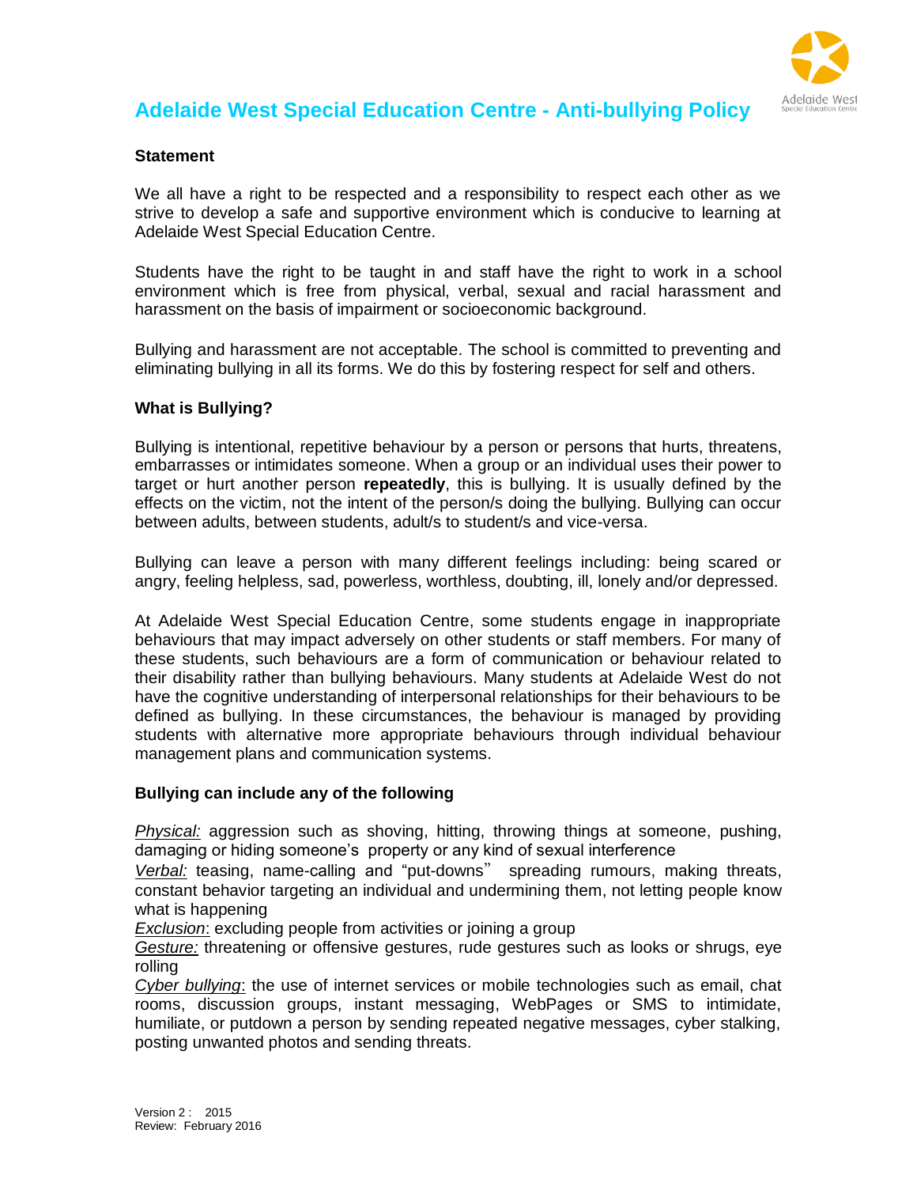# Adelaide West Special Education Centre - Anti-bullying Policy

### Statement

We all have a right to be respected and a responsibility to respect each other as we strive to develop a safe and supportive environment which is conducive to learning at Adelaide West Special Education Centre.

Students have the right to be taught in and staff have the right to work in a school environment which is free from physical, verbal, sexual and racial harassment and harassment on the basis of impairment or socioeconomic background.

Bullying and harassment are not acceptable. The school is committed to preventing and eliminating bullying in all its forms. We do this by fostering respect for self and others.

### What is Bullying?

Bullying is intentional, repetitive behaviour by a person or persons that hurts, threatens, embarrasses or intimidates someone. When a group or an individual uses their power to target or hurt another person **repeatedly**, this is bullying. It is usually defined by the effects on the victim, not the intent of the person/s doing the bullying. Bullying can occur between adults, between students, adult/s to student/s and vice-versa.

Bullying can leave a person with many different feelings including: being scared or angry, feeling helpless, sad, powerless, worthless, doubting, ill, lonely and/or depressed.

At Adelaide West Special Education Centre, some students engage in inappropriate behaviours that may impact adversely on other students or staff members. For many of these students, such behaviours are a form of communication or behaviour related to their disability rather than bullying behaviours. Many students at Adelaide West do not have the cognitive understanding of interpersonal relationships for their behaviours to be defined as bullying. In these circumstances, the behaviour is managed by providing students with alternative more appropriate behaviours through individual behaviour management plans and communication systems.

### Bullying can include any of the following

*Physical:* aggression such as shoving, hitting, throwing things at someone, pushing, damaging or hiding someone's property or any kind of sexual interference
*Verbal:* teasing, name-calling and "put-downs" spreading rumours, making threats, constant behavior targeting an individual and undermining them, not letting people know what is happening
*Exclusion*: excluding people from activities or joining a group
*Gesture:* threatening or offensive gestures, rude gestures such as looks or shrugs, eye rolling
*Cyber bullying*: the use of internet services or mobile technologies such as email, chat rooms, discussion groups, instant messaging, WebPages or SMS to intimidate, humiliate, or putdown a person by sending repeated negative messages, cyber stalking, posting unwanted photos and sending threats.

Version 2 : 2015
Review: February 2016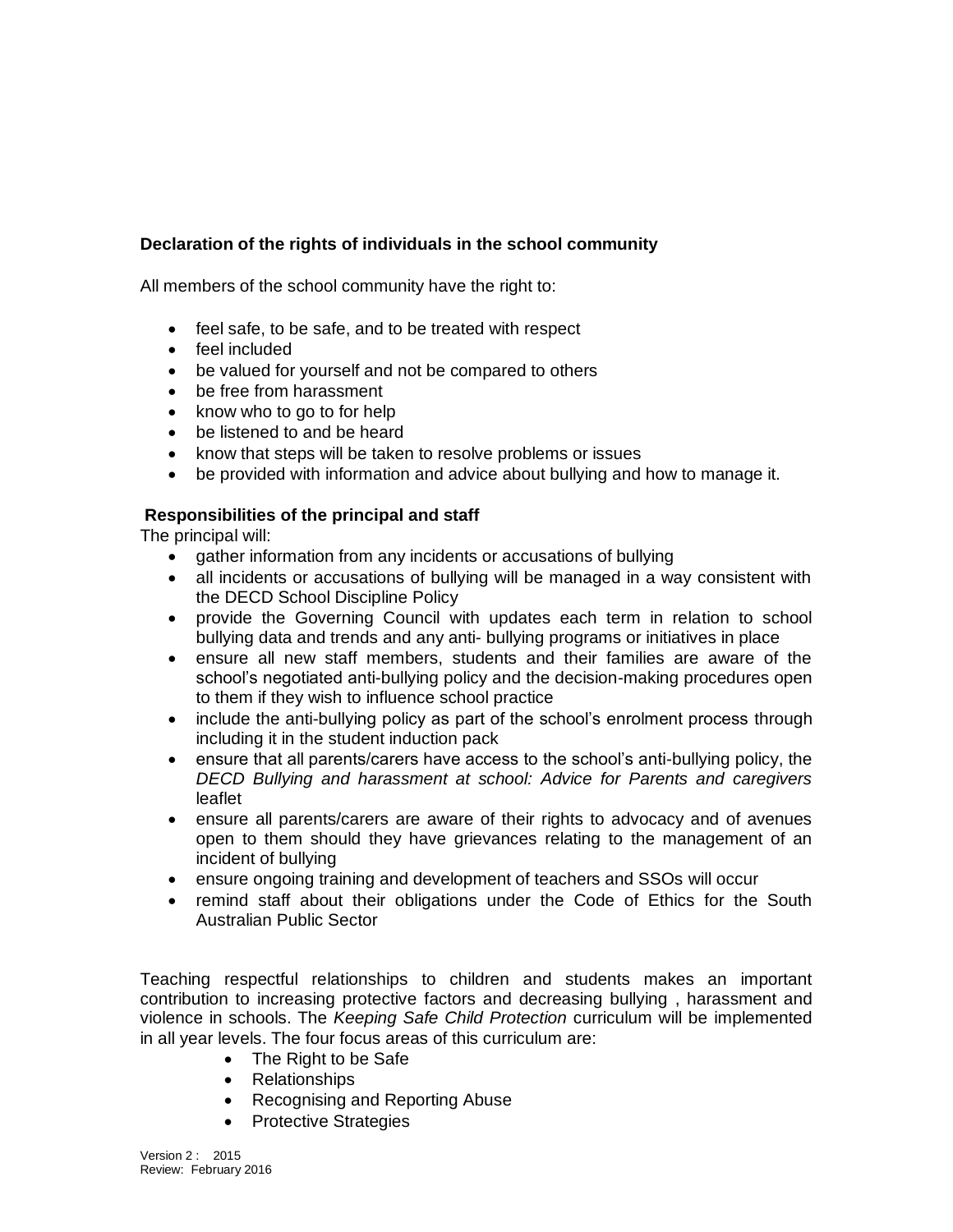**Declaration of the rights of individuals in the school community**

All members of the school community have the right to:

- feel safe, to be safe, and to be treated with respect
- feel included
- be valued for yourself and not be compared to others
- be free from harassment
- know who to go to for help
- be listened to and be heard
- know that steps will be taken to resolve problems or issues
- be provided with information and advice about bullying and how to manage it.

**Responsibilities of the principal and staff**

The principal will:

- gather information from any incidents or accusations of bullying
- all incidents or accusations of bullying will be managed in a way consistent with the DECD School Discipline Policy
- provide the Governing Council with updates each term in relation to school bullying data and trends and any anti- bullying programs or initiatives in place
- ensure all new staff members, students and their families are aware of the school's negotiated anti-bullying policy and the decision-making procedures open to them if they wish to influence school practice
- include the anti-bullying policy as part of the school's enrolment process through including it in the student induction pack
- ensure that all parents/carers have access to the school's anti-bullying policy, the *DECD Bullying and harassment at school: Advice for Parents and caregivers* leaflet
- ensure all parents/carers are aware of their rights to advocacy and of avenues open to them should they have grievances relating to the management of an incident of bullying
- ensure ongoing training and development of teachers and SSOs will occur
- remind staff about their obligations under the Code of Ethics for the South Australian Public Sector

Teaching respectful relationships to children and students makes an important contribution to increasing protective factors and decreasing bullying , harassment and violence in schools. The *Keeping Safe Child Protection* curriculum will be implemented in all year levels. The four focus areas of this curriculum are:

- The Right to be Safe
- Relationships
- Recognising and Reporting Abuse
- Protective Strategies

Version 2 : 2015
Review: February 2016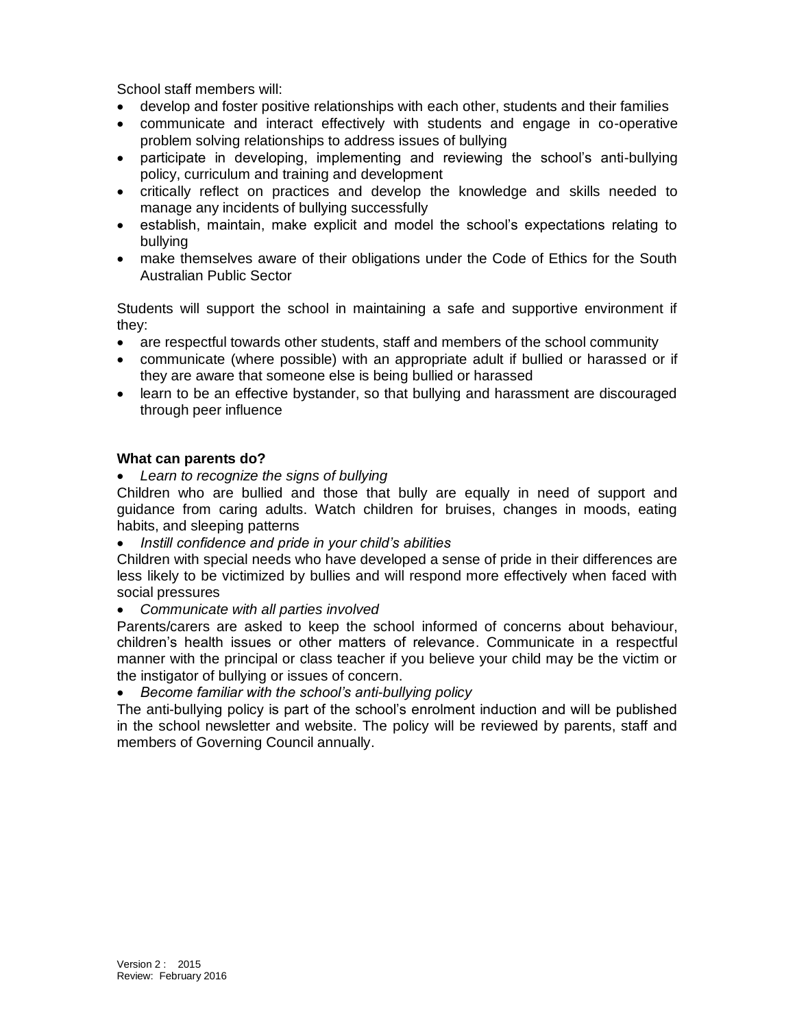School staff members will:

- develop and foster positive relationships with each other, students and their families
- communicate and interact effectively with students and engage in co-operative problem solving relationships to address issues of bullying
- participate in developing, implementing and reviewing the school's anti-bullying policy, curriculum and training and development
- critically reflect on practices and develop the knowledge and skills needed to manage any incidents of bullying successfully
- establish, maintain, make explicit and model the school's expectations relating to bullying
- make themselves aware of their obligations under the Code of Ethics for the South Australian Public Sector

Students will support the school in maintaining a safe and supportive environment if they:

- are respectful towards other students, staff and members of the school community
- communicate (where possible) with an appropriate adult if bullied or harassed or if they are aware that someone else is being bullied or harassed
- learn to be an effective bystander, so that bullying and harassment are discouraged through peer influence

**What can parents do?**

- *Learn to recognize the signs of bullying*

Children who are bullied and those that bully are equally in need of support and guidance from caring adults. Watch children for bruises, changes in moods, eating habits, and sleeping patterns

- *Instill confidence and pride in your child's abilities*

Children with special needs who have developed a sense of pride in their differences are less likely to be victimized by bullies and will respond more effectively when faced with social pressures

- *Communicate with all parties involved*

Parents/carers are asked to keep the school informed of concerns about behaviour, children's health issues or other matters of relevance. Communicate in a respectful manner with the principal or class teacher if you believe your child may be the victim or the instigator of bullying or issues of concern.

- *Become familiar with the school's anti-bullying policy*

The anti-bullying policy is part of the school's enrolment induction and will be published in the school newsletter and website. The policy will be reviewed by parents, staff and members of Governing Council annually.

Version 2 : 2015
Review: February 2016